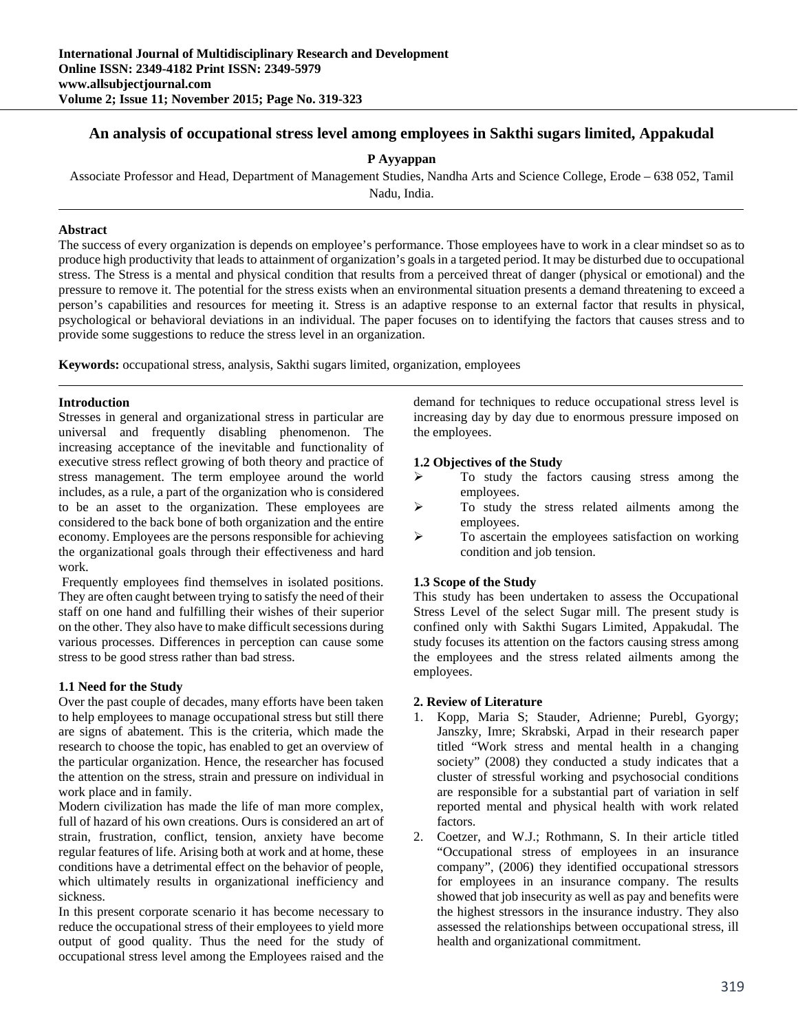# An analysis of occupational stress level among employees in Sakthi sugars limited, Appakudal

**P Ayyappan**

Associate Professor and Head, Department of Management Studies, Nandha Arts and Science College, Erode – 638 052, Tamil Nadu, India.

### Abstract

The success of every organization is depends on employee's performance. Those employees have to work in a clear mindset so as to produce high productivity that leads to attainment of organization's goals in a targeted period. It may be disturbed due to occupational stress. The Stress is a mental and physical condition that results from a perceived threat of danger (physical or emotional) and the pressure to remove it. The potential for the stress exists when an environmental situation presents a demand threatening to exceed a person's capabilities and resources for meeting it. Stress is an adaptive response to an external factor that results in physical, psychological or behavioral deviations in an individual. The paper focuses on to identifying the factors that causes stress and to provide some suggestions to reduce the stress level in an organization.

**Keywords:** occupational stress, analysis, Sakthi sugars limited, organization, employees

## Introduction

Stresses in general and organizational stress in particular are universal and frequently disabling phenomenon. The increasing acceptance of the inevitable and functionality of executive stress reflect growing of both theory and practice of stress management. The term employee around the world includes, as a rule, a part of the organization who is considered to be an asset to the organization. These employees are considered to the back bone of both organization and the entire economy. Employees are the persons responsible for achieving the organizational goals through their effectiveness and hard work.

Frequently employees find themselves in isolated positions. They are often caught between trying to satisfy the need of their staff on one hand and fulfilling their wishes of their superior on the other. They also have to make difficult secessions during various processes. Differences in perception can cause some stress to be good stress rather than bad stress.

### 1.1 Need for the Study

Over the past couple of decades, many efforts have been taken to help employees to manage occupational stress but still there are signs of abatement. This is the criteria, which made the research to choose the topic, has enabled to get an overview of the particular organization. Hence, the researcher has focused the attention on the stress, strain and pressure on individual in work place and in family.

Modern civilization has made the life of man more complex, full of hazard of his own creations. Ours is considered an art of strain, frustration, conflict, tension, anxiety have become regular features of life. Arising both at work and at home, these conditions have a detrimental effect on the behavior of people, which ultimately results in organizational inefficiency and sickness.

In this present corporate scenario it has become necessary to reduce the occupational stress of their employees to yield more output of good quality. Thus the need for the study of occupational stress level among the Employees raised and the demand for techniques to reduce occupational stress level is increasing day by day due to enormous pressure imposed on the employees.

### 1.2 Objectives of the Study

- To study the factors causing stress among the employees.
- To study the stress related ailments among the employees.
- To ascertain the employees satisfaction on working condition and job tension.

### 1.3 Scope of the Study

This study has been undertaken to assess the Occupational Stress Level of the select Sugar mill. The present study is confined only with Sakthi Sugars Limited, Appakudal. The study focuses its attention on the factors causing stress among the employees and the stress related ailments among the employees.

## 2. Review of Literature

1. Kopp, Maria S; Stauder, Adrienne; Purebl, Gyorgy; Janszky, Imre; Skrabski, Arpad in their research paper titled "Work stress and mental health in a changing society" (2008) they conducted a study indicates that a cluster of stressful working and psychosocial conditions are responsible for a substantial part of variation in self reported mental and physical health with work related factors.
2. Coetzer, and W.J.; Rothmann, S. In their article titled "Occupational stress of employees in an insurance company", (2006) they identified occupational stressors for employees in an insurance company. The results showed that job insecurity as well as pay and benefits were the highest stressors in the insurance industry. They also assessed the relationships between occupational stress, ill health and organizational commitment.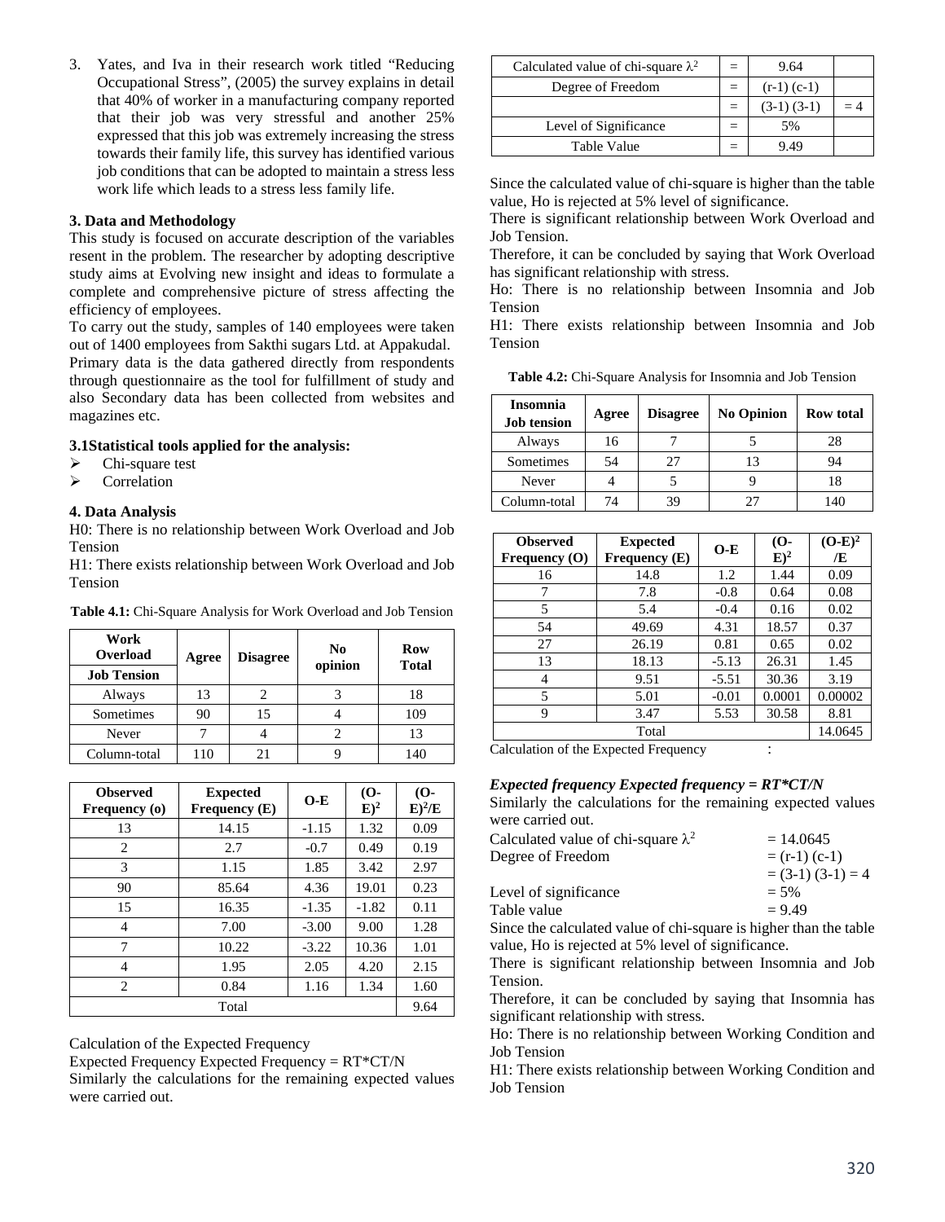3. Yates, and Iva in their research work titled "Reducing Occupational Stress", (2005) the survey explains in detail that 40% of worker in a manufacturing company reported that their job was very stressful and another 25% expressed that this job was extremely increasing the stress towards their family life, this survey has identified various job conditions that can be adopted to maintain a stress less work life which leads to a stress less family life.

### 3. Data and Methodology

This study is focused on accurate description of the variables resent in the problem. The researcher by adopting descriptive study aims at Evolving new insight and ideas to formulate a complete and comprehensive picture of stress affecting the efficiency of employees.

To carry out the study, samples of 140 employees were taken out of 1400 employees from Sakthi sugars Ltd. at Appakudal.

Primary data is the data gathered directly from respondents through questionnaire as the tool for fulfillment of study and also Secondary data has been collected from websites and magazines etc.

#### 3.1Statistical tools applied for the analysis:

- Chi-square test
- Correlation

### 4. Data Analysis

H0: There is no relationship between Work Overload and Job Tension

H1: There exists relationship between Work Overload and Job Tension

**Table 4.1:** Chi-Square Analysis for Work Overload and Job Tension

| Work Overload / Job Tension | Agree | Disagree | No opinion | Row Total |
|---|---|---|---|---|
| Always | 13 | 2 | 3 | 18 |
| Sometimes | 90 | 15 | 4 | 109 |
| Never | 7 | 4 | 2 | 13 |
| Column-total | 110 | 21 | 9 | 140 |

| Observed Frequency (o) | Expected Frequency (E) | O-E | $(O-E)^2$ | $(O-E)^2/E$ |
|---|---|---|---|---|
| 13 | 14.15 | -1.15 | 1.32 | 0.09 |
| 2 | 2.7 | -0.7 | 0.49 | 0.19 |
| 3 | 1.15 | 1.85 | 3.42 | 2.97 |
| 90 | 85.64 | 4.36 | 19.01 | 0.23 |
| 15 | 16.35 | -1.35 | -1.82 | 0.11 |
| 4 | 7.00 | -3.00 | 9.00 | 1.28 |
| 7 | 10.22 | -3.22 | 10.36 | 1.01 |
| 4 | 1.95 | 2.05 | 4.20 | 2.15 |
| 2 | 0.84 | 1.16 | 1.34 | 1.60 |
| Total | | | | 9.64 |

Calculation of the Expected Frequency

Expected Frequency Expected Frequency = RT*CT/N

Similarly the calculations for the remaining expected values were carried out.

| Calculated value of chi-square $\lambda^2$ | = | 9.64 | |
|---|---|---|---|
| Degree of Freedom | = | (r-1) (c-1) | |
| | = | (3-1) (3-1) | = 4 |
| Level of Significance | = | 5% | |
| Table Value | = | 9.49 | |

Since the calculated value of chi-square is higher than the table value, Ho is rejected at 5% level of significance.

There is significant relationship between Work Overload and Job Tension.

Therefore, it can be concluded by saying that Work Overload has significant relationship with stress.

Ho: There is no relationship between Insomnia and Job Tension

H1: There exists relationship between Insomnia and Job Tension

**Table 4.2:** Chi-Square Analysis for Insomnia and Job Tension

| Insomnia / Job tension | Agree | Disagree | No Opinion | Row total |
|---|---|---|---|---|
| Always | 16 | 7 | 5 | 28 |
| Sometimes | 54 | 27 | 13 | 94 |
| Never | 4 | 5 | 9 | 18 |
| Column-total | 74 | 39 | 27 | 140 |

| Observed Frequency (O) | Expected Frequency (E) | O-E | $(O-E)^2$ | $(O-E)^2/E$ |
|---|---|---|---|---|
| 16 | 14.8 | 1.2 | 1.44 | 0.09 |
| 7 | 7.8 | -0.8 | 0.64 | 0.08 |
| 5 | 5.4 | -0.4 | 0.16 | 0.02 |
| 54 | 49.69 | 4.31 | 18.57 | 0.37 |
| 27 | 26.19 | 0.81 | 0.65 | 0.02 |
| 13 | 18.13 | -5.13 | 26.31 | 1.45 |
| 4 | 9.51 | -5.51 | 30.36 | 3.19 |
| 5 | 5.01 | -0.01 | 0.0001 | 0.00002 |
| 9 | 3.47 | 5.53 | 30.58 | 8.81 |
| Total | | | | 14.0645 |

Calculation of the Expected Frequency :

***Expected frequency Expected frequency = RT*CT/N***

Similarly the calculations for the remaining expected values were carried out.

Calculated value of chi-square $\lambda^2$ = 14.0645
Degree of Freedom = (r-1) (c-1)
= (3-1) (3-1) = 4
Level of significance = 5%
Table value = 9.49

Since the calculated value of chi-square is higher than the table value, Ho is rejected at 5% level of significance.

There is significant relationship between Insomnia and Job Tension.

Therefore, it can be concluded by saying that Insomnia has significant relationship with stress.

Ho: There is no relationship between Working Condition and Job Tension

H1: There exists relationship between Working Condition and Job Tension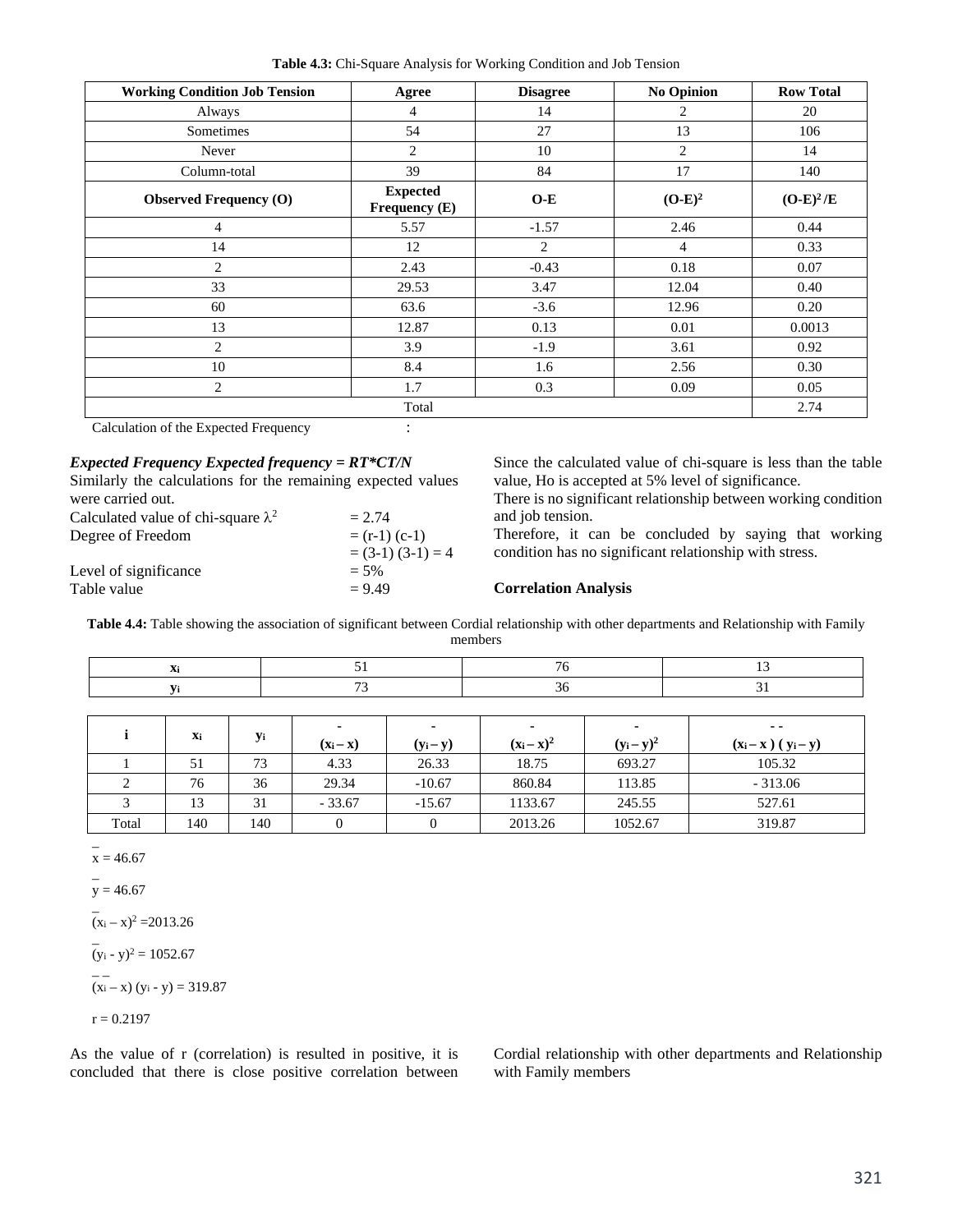**Table 4.3:** Chi-Square Analysis for Working Condition and Job Tension

| Working Condition Job Tension | Agree | Disagree | No Opinion | Row Total |
|---|---|---|---|---|
| Always | 4 | 14 | 2 | 20 |
| Sometimes | 54 | 27 | 13 | 106 |
| Never | 2 | 10 | 2 | 14 |
| Column-total | 39 | 84 | 17 | 140 |
| **Observed Frequency (O)** | **Expected Frequency (E)** | **O-E** | **$(O\text{-}E)^2$** | **$(O\text{-}E)^2/E$** |
| 4 | 5.57 | -1.57 | 2.46 | 0.44 |
| 14 | 12 | 2 | 4 | 0.33 |
| 2 | 2.43 | -0.43 | 0.18 | 0.07 |
| 33 | 29.53 | 3.47 | 12.04 | 0.40 |
| 60 | 63.6 | -3.6 | 12.96 | 0.20 |
| 13 | 12.87 | 0.13 | 0.01 | 0.0013 |
| 2 | 3.9 | -1.9 | 3.61 | 0.92 |
| 10 | 8.4 | 1.6 | 2.56 | 0.30 |
| 2 | 1.7 | 0.3 | 0.09 | 0.05 |
| Total | | | | 2.74 |

Calculation of the Expected Frequency :

***Expected Frequency Expected frequency = RT\*CT/N***

Similarly the calculations for the remaining expected values were carried out.

Calculated value of chi-square $\lambda^2$ = 2.74

Degree of Freedom = (r-1) (c-1)
= (3-1) (3-1) = 4

Level of significance = 5%

Table value = 9.49

Since the calculated value of chi-square is less than the table value, Ho is accepted at 5% level of significance.

There is no significant relationship between working condition and job tension.

Therefore, it can be concluded by saying that working condition has no significant relationship with stress.

**Correlation Analysis**

**Table 4.4:** Table showing the association of significant between Cordial relationship with other departments and Relationship with Family members

| $x_i$ | 51 | 76 | 13 |
|---|---|---|---|
| $y_i$ | 73 | 36 | 31 |

| i | $x_i$ | $y_i$ | $(x_i - \bar{x})$ | $(y_i - \bar{y})$ | $(x_i - \bar{x})^2$ | $(y_i - \bar{y})^2$ | $(x_i - \bar{x})(y_i - \bar{y})$ |
|---|---|---|---|---|---|---|---|
| 1 | 51 | 73 | 4.33 | 26.33 | 18.75 | 693.27 | 105.32 |
| 2 | 76 | 36 | 29.34 | -10.67 | 860.84 | 113.85 | - 313.06 |
| 3 | 13 | 31 | - 33.67 | -15.67 | 1133.67 | 245.55 | 527.61 |
| Total | 140 | 140 | 0 | 0 | 2013.26 | 1052.67 | 319.87 |

$\bar{x} = 46.67$

$\bar{y} = 46.67$

$(x_i - \bar{x})^2 = 2013.26$

$(y_i - \bar{y})^2 = 1052.67$

$(x_i - \bar{x})(y_i - \bar{y}) = 319.87$

r = 0.2197

As the value of r (correlation) is resulted in positive, it is concluded that there is close positive correlation between Cordial relationship with other departments and Relationship with Family members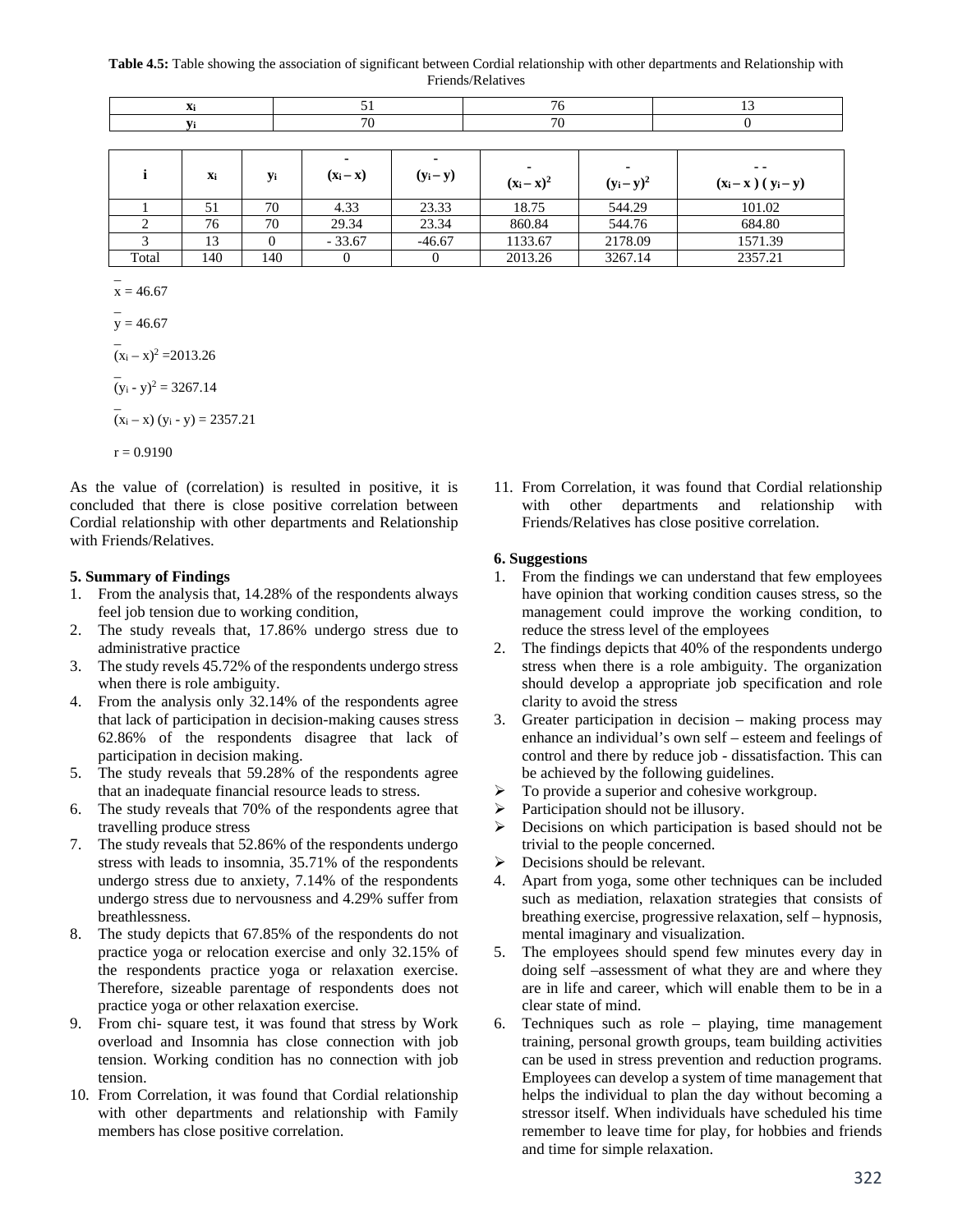**Table 4.5:** Table showing the association of significant between Cordial relationship with other departments and Relationship with Friends/Relatives

| $x_i$ | 51 | 76 | 13 |
|---|---|---|---|
| $y_i$ | 70 | 70 | 0 |

| i | $x_i$ | $y_i$ | $(x_i - \bar{x})$ | $(y_i - \bar{y})$ | $(x_i - \bar{x})^2$ | $(y_i - \bar{y})^2$ | $(x_i - \bar{x})(y_i - \bar{y})$ |
|---|---|---|---|---|---|---|---|
| 1 | 51 | 70 | 4.33 | 23.33 | 18.75 | 544.29 | 101.02 |
| 2 | 76 | 70 | 29.34 | 23.34 | 860.84 | 544.76 | 684.80 |
| 3 | 13 | 0 | - 33.67 | -46.67 | 1133.67 | 2178.09 | 1571.39 |
| Total | 140 | 140 | 0 | 0 | 2013.26 | 3267.14 | 2357.21 |

$\bar{x} = 46.67$

$\bar{y} = 46.67$

$(x_i - \bar{x})^2 = 2013.26$

$(y_i - \bar{y})^2 = 3267.14$

$(x_i - \bar{x})(y_i - \bar{y}) = 2357.21$

$r = 0.9190$

As the value of (correlation) is resulted in positive, it is concluded that there is close positive correlation between Cordial relationship with other departments and Relationship with Friends/Relatives.

## 5. Summary of Findings

1. From the analysis that, 14.28% of the respondents always feel job tension due to working condition,
2. The study reveals that, 17.86% undergo stress due to administrative practice
3. The study revels 45.72% of the respondents undergo stress when there is role ambiguity.
4. From the analysis only 32.14% of the respondents agree that lack of participation in decision-making causes stress 62.86% of the respondents disagree that lack of participation in decision making.
5. The study reveals that 59.28% of the respondents agree that an inadequate financial resource leads to stress.
6. The study reveals that 70% of the respondents agree that travelling produce stress
7. The study reveals that 52.86% of the respondents undergo stress with leads to insomnia, 35.71% of the respondents undergo stress due to anxiety, 7.14% of the respondents undergo stress due to nervousness and 4.29% suffer from breathlessness.
8. The study depicts that 67.85% of the respondents do not practice yoga or relocation exercise and only 32.15% of the respondents practice yoga or relaxation exercise. Therefore, sizeable parentage of respondents does not practice yoga or other relaxation exercise.
9. From chi- square test, it was found that stress by Work overload and Insomnia has close connection with job tension. Working condition has no connection with job tension.
10. From Correlation, it was found that Cordial relationship with other departments and relationship with Family members has close positive correlation.
11. From Correlation, it was found that Cordial relationship with other departments and relationship with Friends/Relatives has close positive correlation.

## 6. Suggestions

1. From the findings we can understand that few employees have opinion that working condition causes stress, so the management could improve the working condition, to reduce the stress level of the employees
2. The findings depicts that 40% of the respondents undergo stress when there is a role ambiguity. The organization should develop a appropriate job specification and role clarity to avoid the stress
3. Greater participation in decision – making process may enhance an individual's own self – esteem and feelings of control and there by reduce job - dissatisfaction. This can be achieved by the following guidelines.
   - To provide a superior and cohesive workgroup.
   - Participation should not be illusory.
   - Decisions on which participation is based should not be trivial to the people concerned.
   - Decisions should be relevant.
4. Apart from yoga, some other techniques can be included such as mediation, relaxation strategies that consists of breathing exercise, progressive relaxation, self – hypnosis, mental imaginary and visualization.
5. The employees should spend few minutes every day in doing self –assessment of what they are and where they are in life and career, which will enable them to be in a clear state of mind.
6. Techniques such as role – playing, time management training, personal growth groups, team building activities can be used in stress prevention and reduction programs. Employees can develop a system of time management that helps the individual to plan the day without becoming a stressor itself. When individuals have scheduled his time remember to leave time for play, for hobbies and friends and time for simple relaxation.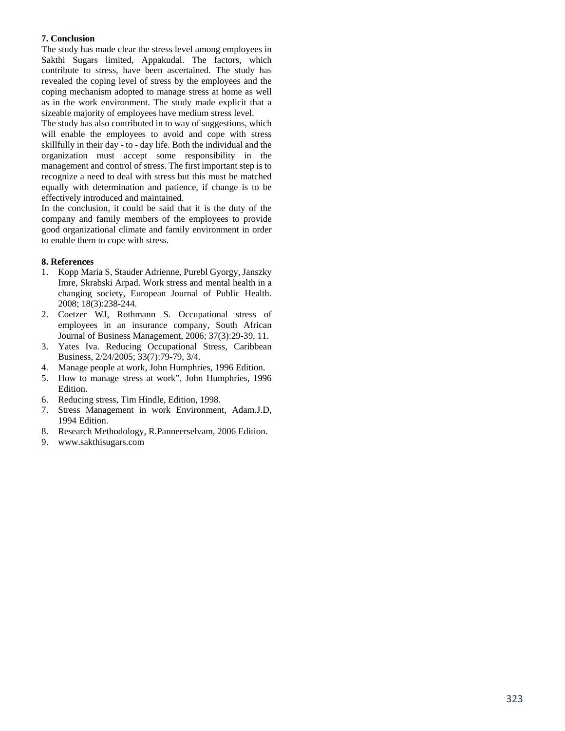## 7. Conclusion

The study has made clear the stress level among employees in Sakthi Sugars limited, Appakudal. The factors, which contribute to stress, have been ascertained. The study has revealed the coping level of stress by the employees and the coping mechanism adopted to manage stress at home as well as in the work environment. The study made explicit that a sizeable majority of employees have medium stress level.

The study has also contributed in to way of suggestions, which will enable the employees to avoid and cope with stress skillfully in their day - to - day life. Both the individual and the organization must accept some responsibility in the management and control of stress. The first important step is to recognize a need to deal with stress but this must be matched equally with determination and patience, if change is to be effectively introduced and maintained.

In the conclusion, it could be said that it is the duty of the company and family members of the employees to provide good organizational climate and family environment in order to enable them to cope with stress.

## 8. References

1. Kopp Maria S, Stauder Adrienne, Purebl Gyorgy, Janszky Imre, Skrabski Arpad. Work stress and mental health in a changing society, European Journal of Public Health. 2008; 18(3):238-244.
2. Coetzer WJ, Rothmann S. Occupational stress of employees in an insurance company, South African Journal of Business Management, 2006; 37(3):29-39, 11.
3. Yates Iva. Reducing Occupational Stress, Caribbean Business, 2/24/2005; 33(7):79-79, 3/4.
4. Manage people at work, John Humphries, 1996 Edition.
5. How to manage stress at work", John Humphries, 1996 Edition.
6. Reducing stress, Tim Hindle, Edition, 1998.
7. Stress Management in work Environment, Adam.J.D, 1994 Edition.
8. Research Methodology, R.Panneerselvam, 2006 Edition.
9. www.sakthisugars.com